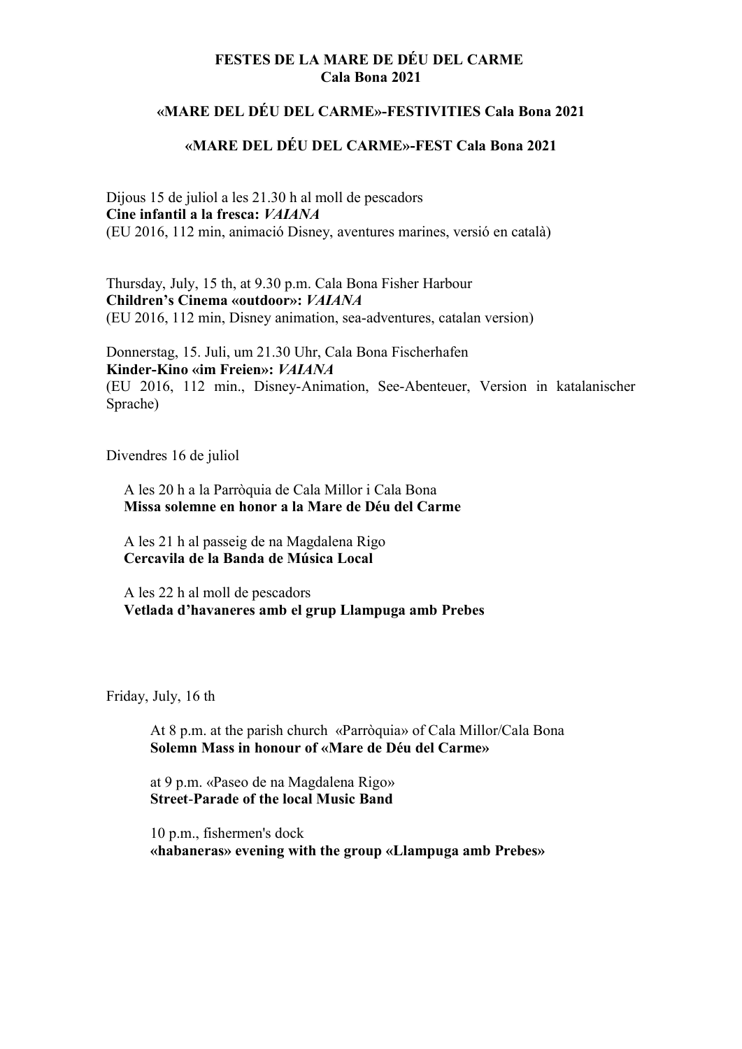**FESTES DE LA MARE DE DÉU DEL CARME**
**Cala Bona 2021**

**«MARE DEL DÉU DEL CARME»-FESTIVITIES Cala Bona 2021**

**«MARE DEL DÉU DEL CARME»-FEST Cala Bona 2021**

Dijous 15 de juliol a les 21.30 h al moll de pescadors
**Cine infantil a la fresca: *VAIANA***
(EU 2016, 112 min, animació Disney, aventures marines, versió en català)

Thursday, July, 15 th, at 9.30 p.m. Cala Bona Fisher Harbour
**Children's Cinema «outdoor»: *VAIANA***
(EU 2016, 112 min, Disney animation, sea-adventures, catalan version)

Donnerstag, 15. Juli, um 21.30 Uhr, Cala Bona Fischerhafen
**Kinder-Kino «im Freien»: *VAIANA***
(EU 2016, 112 min., Disney-Animation, See-Abenteuer, Version in katalanischer Sprache)

Divendres 16 de juliol

A les 20 h a la Parròquia de Cala Millor i Cala Bona
**Missa solemne en honor a la Mare de Déu del Carme**

A les 21 h al passeig de na Magdalena Rigo
**Cercavila de la Banda de Música Local**

A les 22 h al moll de pescadors
**Vetlada d'havaneres amb el grup Llampuga amb Prebes**

Friday, July, 16 th

At 8 p.m. at the parish church «Parròquia» of Cala Millor/Cala Bona
**Solemn Mass in honour of «Mare de Déu del Carme»**

at 9 p.m. «Paseo de na Magdalena Rigo»
**Street-Parade of the local Music Band**

10 p.m., fishermen's dock
**«habaneras» evening with the group «Llampuga amb Prebes»**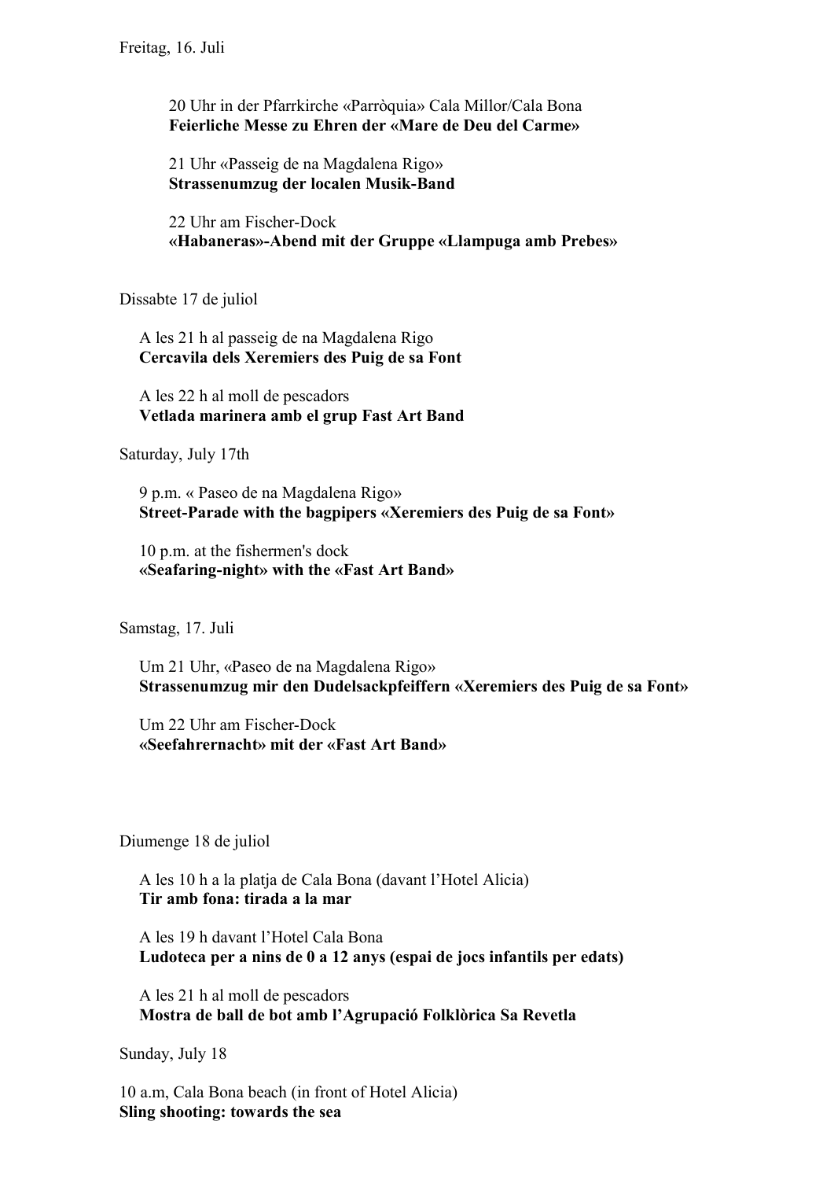Freitag, 16. Juli

20 Uhr in der Pfarrkirche «Parròquia» Cala Millor/Cala Bona
**Feierliche Messe zu Ehren der «Mare de Deu del Carme»**

21 Uhr «Passeig de na Magdalena Rigo»
**Strassenumzug der localen Musik-Band**

22 Uhr am Fischer-Dock
**«Habaneras»-Abend mit der Gruppe «Llampuga amb Prebes»**

Dissabte 17 de juliol

A les 21 h al passeig de na Magdalena Rigo
**Cercavila dels Xeremiers des Puig de sa Font**

A les 22 h al moll de pescadors
**Vetlada marinera amb el grup Fast Art Band**

Saturday, July 17th

9 p.m. « Paseo de na Magdalena Rigo»
**Street-Parade with the bagpipers «Xeremiers des Puig de sa Font»**

10 p.m. at the fishermen's dock
**«Seafaring-night» with the «Fast Art Band»**

Samstag, 17. Juli

Um 21 Uhr, «Paseo de na Magdalena Rigo»
**Strassenumzug mir den Dudelsackpfeiffern «Xeremiers des Puig de sa Font»**

Um 22 Uhr am Fischer-Dock
**«Seefahrernacht» mit der «Fast Art Band»**

Diumenge 18 de juliol

A les 10 h a la platja de Cala Bona (davant l'Hotel Alicia)
**Tir amb fona: tirada a la mar**

A les 19 h davant l'Hotel Cala Bona
**Ludoteca per a nins de 0 a 12 anys (espai de jocs infantils per edats)**

A les 21 h al moll de pescadors
**Mostra de ball de bot amb l'Agrupació Folklòrica Sa Revetla**

Sunday, July 18

10 a.m, Cala Bona beach (in front of Hotel Alicia)
**Sling shooting: towards the sea**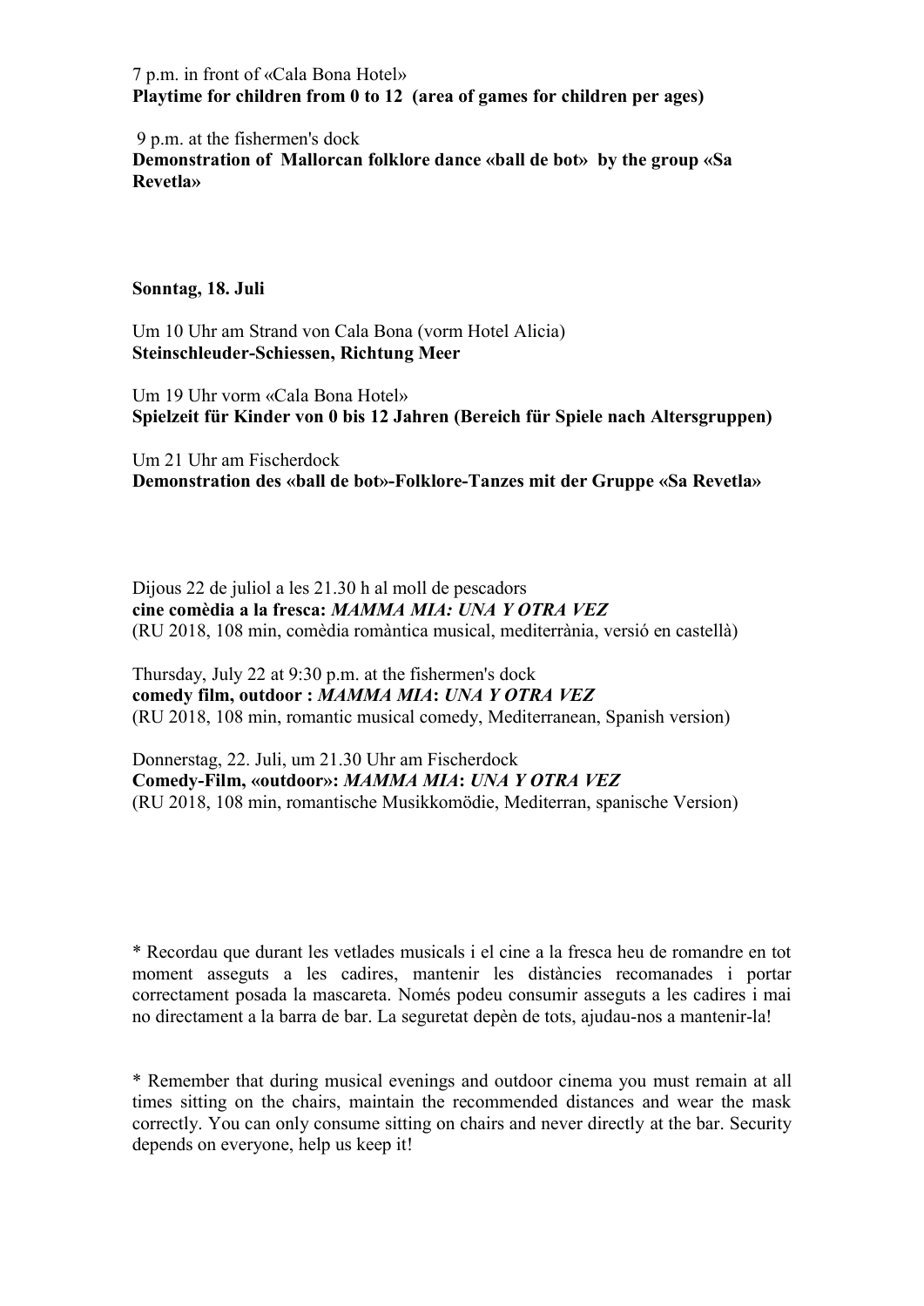7 p.m. in front of «Cala Bona Hotel»
**Playtime for children from 0 to 12 (area of games for children per ages)**

9 p.m. at the fishermen's dock
**Demonstration of Mallorcan folklore dance «ball de bot» by the group «Sa Revetla»**

**Sonntag, 18. Juli**

Um 10 Uhr am Strand von Cala Bona (vorm Hotel Alicia)
**Steinschleuder-Schiessen, Richtung Meer**

Um 19 Uhr vorm «Cala Bona Hotel»
**Spielzeit für Kinder von 0 bis 12 Jahren (Bereich für Spiele nach Altersgruppen)**

Um 21 Uhr am Fischerdock
**Demonstration des «ball de bot»-Folklore-Tanzes mit der Gruppe «Sa Revetla»**

Dijous 22 de juliol a les 21.30 h al moll de pescadors
**cine comèdia a la fresca: *MAMMA MIA: UNA Y OTRA VEZ***
(RU 2018, 108 min, comèdia romàntica musical, mediterrània, versió en castellà)

Thursday, July 22 at 9:30 p.m. at the fishermen's dock
**comedy film, outdoor : *MAMMA MIA*: *UNA Y OTRA VEZ***
(RU 2018, 108 min, romantic musical comedy, Mediterranean, Spanish version)

Donnerstag, 22. Juli, um 21.30 Uhr am Fischerdock
**Comedy-Film, «outdoor»: *MAMMA MIA*: *UNA Y OTRA VEZ***
(RU 2018, 108 min, romantische Musikkomödie, Mediterran, spanische Version)

* Recordau que durant les vetlades musicals i el cine a la fresca heu de romandre en tot moment asseguts a les cadires, mantenir les distàncies recomanades i portar correctament posada la mascareta. Només podeu consumir asseguts a les cadires i mai no directament a la barra de bar. La seguretat depèn de tots, ajudau-nos a mantenir-la!

* Remember that during musical evenings and outdoor cinema you must remain at all times sitting on the chairs, maintain the recommended distances and wear the mask correctly. You can only consume sitting on chairs and never directly at the bar. Security depends on everyone, help us keep it!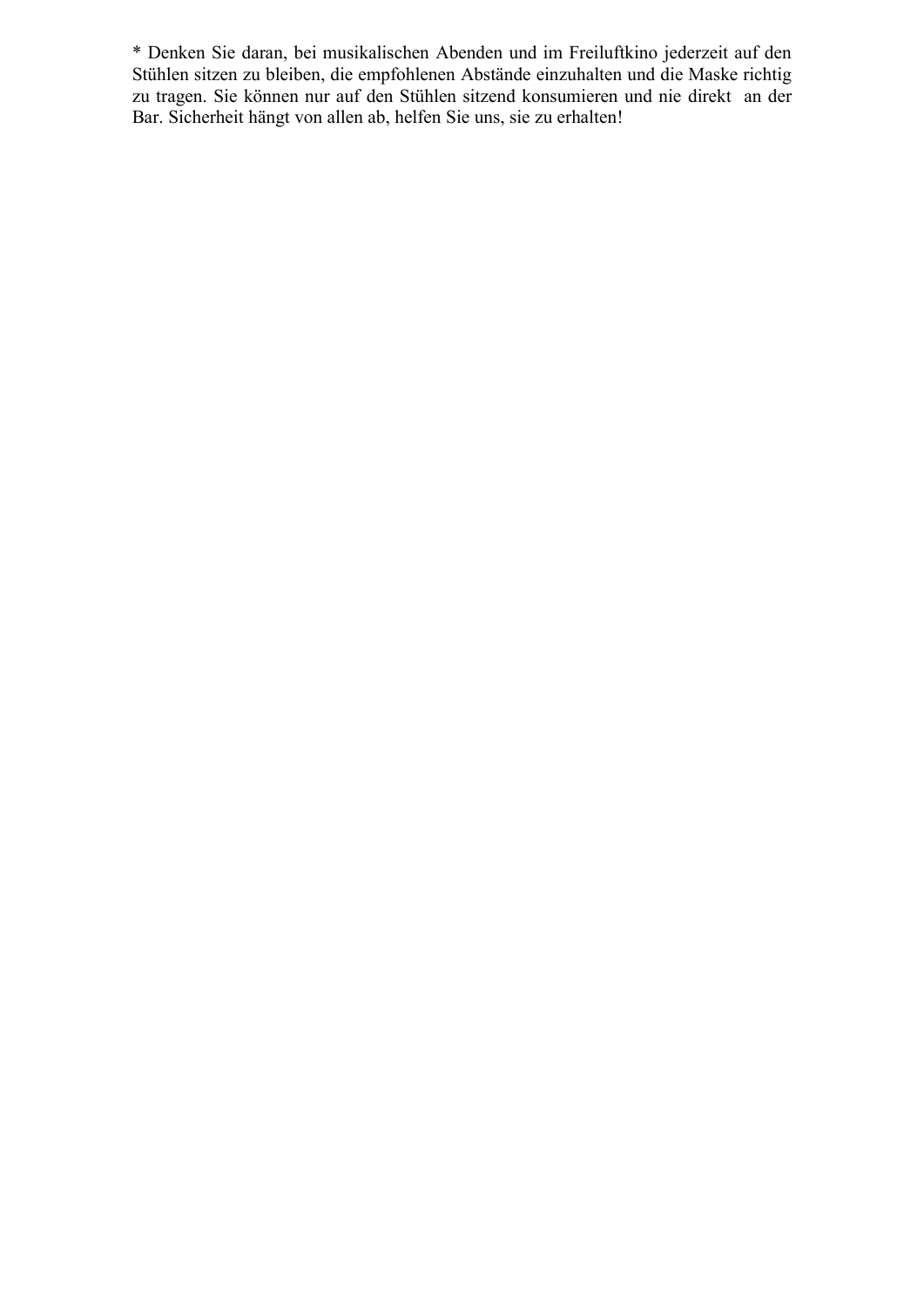* Denken Sie daran, bei musikalischen Abenden und im Freiluftkino jederzeit auf den Stühlen sitzen zu bleiben, die empfohlenen Abstände einzuhalten und die Maske richtig zu tragen. Sie können nur auf den Stühlen sitzend konsumieren und nie direkt an der Bar. Sicherheit hängt von allen ab, helfen Sie uns, sie zu erhalten!